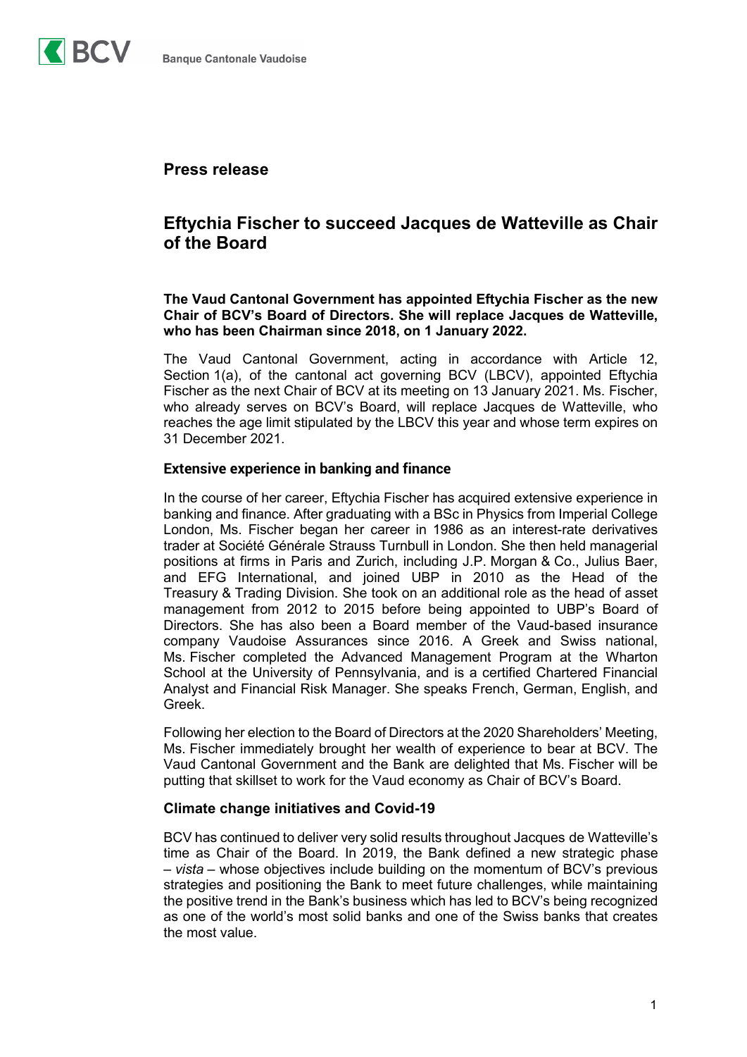## Press release

# Eftychia Fischer to succeed Jacques de Watteville as Chair of the Board

**The Vaud Cantonal Government has appointed Eftychia Fischer as the new Chair of BCV's Board of Directors. She will replace Jacques de Watteville, who has been Chairman since 2018, on 1 January 2022.**

The Vaud Cantonal Government, acting in accordance with Article 12, Section 1(a), of the cantonal act governing BCV (LBCV), appointed Eftychia Fischer as the next Chair of BCV at its meeting on 13 January 2021. Ms. Fischer, who already serves on BCV's Board, will replace Jacques de Watteville, who reaches the age limit stipulated by the LBCV this year and whose term expires on 31 December 2021.

### Extensive experience in banking and finance

In the course of her career, Eftychia Fischer has acquired extensive experience in banking and finance. After graduating with a BSc in Physics from Imperial College London, Ms. Fischer began her career in 1986 as an interest-rate derivatives trader at Société Générale Strauss Turnbull in London. She then held managerial positions at firms in Paris and Zurich, including J.P. Morgan & Co., Julius Baer, and EFG International, and joined UBP in 2010 as the Head of the Treasury & Trading Division. She took on an additional role as the head of asset management from 2012 to 2015 before being appointed to UBP's Board of Directors. She has also been a Board member of the Vaud-based insurance company Vaudoise Assurances since 2016. A Greek and Swiss national, Ms. Fischer completed the Advanced Management Program at the Wharton School at the University of Pennsylvania, and is a certified Chartered Financial Analyst and Financial Risk Manager. She speaks French, German, English, and Greek.

Following her election to the Board of Directors at the 2020 Shareholders' Meeting, Ms. Fischer immediately brought her wealth of experience to bear at BCV. The Vaud Cantonal Government and the Bank are delighted that Ms. Fischer will be putting that skillset to work for the Vaud economy as Chair of BCV's Board.

### Climate change initiatives and Covid-19

BCV has continued to deliver very solid results throughout Jacques de Watteville's time as Chair of the Board. In 2019, the Bank defined a new strategic phase – *vista* – whose objectives include building on the momentum of BCV's previous strategies and positioning the Bank to meet future challenges, while maintaining the positive trend in the Bank's business which has led to BCV's being recognized as one of the world's most solid banks and one of the Swiss banks that creates the most value.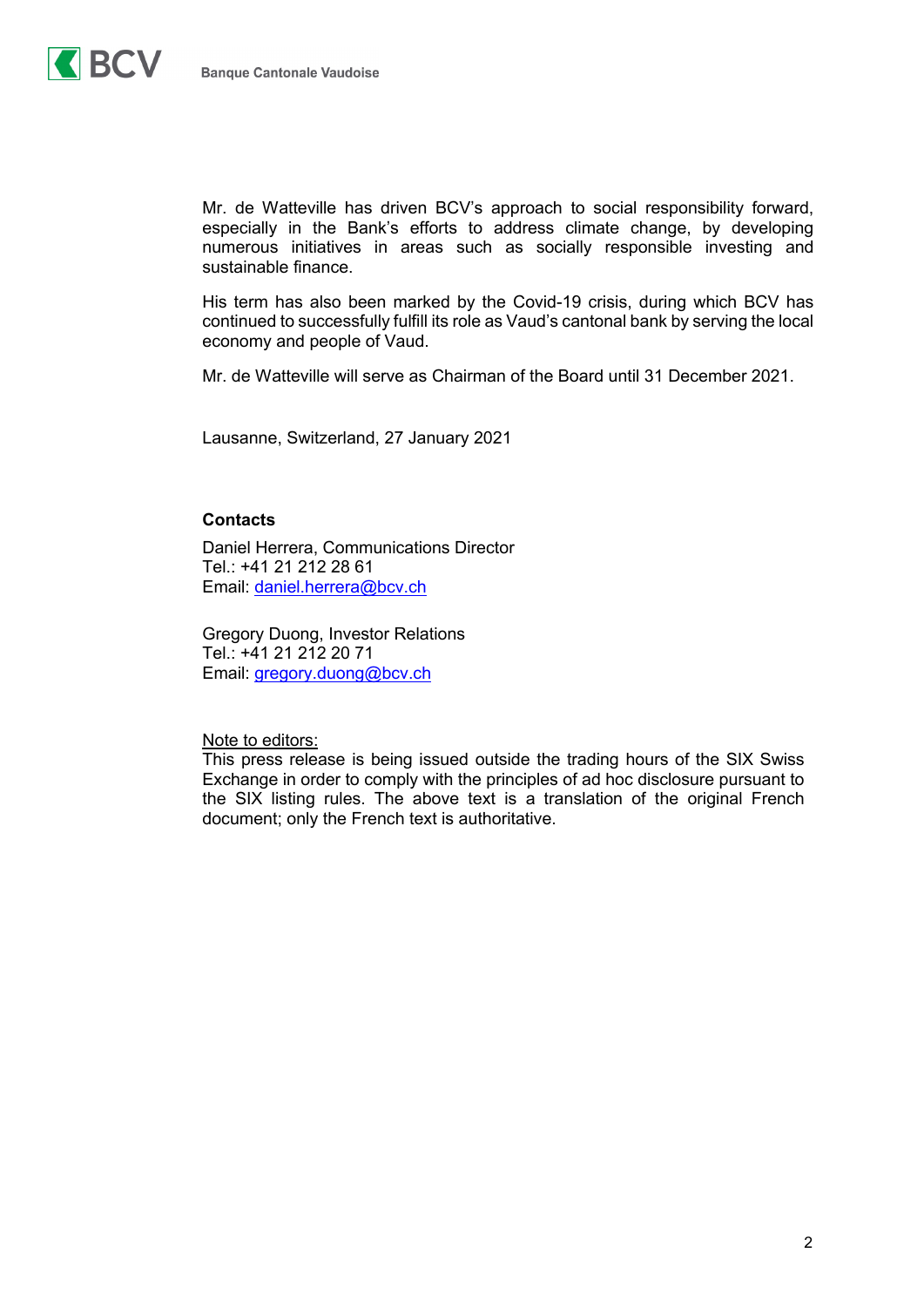Mr. de Watteville has driven BCV's approach to social responsibility forward, especially in the Bank's efforts to address climate change, by developing numerous initiatives in areas such as socially responsible investing and sustainable finance.

His term has also been marked by the Covid-19 crisis, during which BCV has continued to successfully fulfill its role as Vaud's cantonal bank by serving the local economy and people of Vaud.

Mr. de Watteville will serve as Chairman of the Board until 31 December 2021.

Lausanne, Switzerland, 27 January 2021

**Contacts**

Daniel Herrera, Communications Director
Tel.: +41 21 212 28 61
Email: daniel.herrera@bcv.ch

Gregory Duong, Investor Relations
Tel.: +41 21 212 20 71
Email: gregory.duong@bcv.ch

Note to editors:
This press release is being issued outside the trading hours of the SIX Swiss Exchange in order to comply with the principles of ad hoc disclosure pursuant to the SIX listing rules. The above text is a translation of the original French document; only the French text is authoritative.